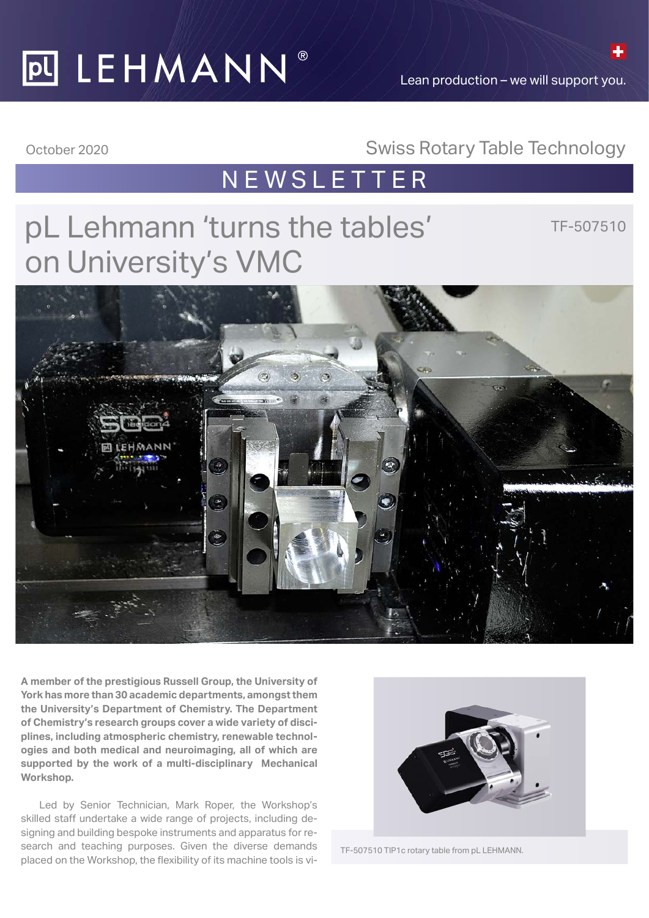October 2020

Swiss Rotary Table Technology

NEWSLETTER

# pL Lehmann 'turns the tables' on University's VMC

TF-507510

**A member of the prestigious Russell Group, the University of York has more than 30 academic departments, amongst them the University's Department of Chemistry. The Department of Chemistry's research groups cover a wide variety of disciplines, including atmospheric chemistry, renewable technologies and both medical and neuroimaging, all of which are supported by the work of a multi-disciplinary Mechanical Workshop.**

Led by Senior Technician, Mark Roper, the Workshop's skilled staff undertake a wide range of projects, including designing and building bespoke instruments and apparatus for research and teaching purposes. Given the diverse demands placed on the Workshop, the flexibility of its machine tools is vi-

TF-507510 TIP1c rotary table from pL LEHMANN.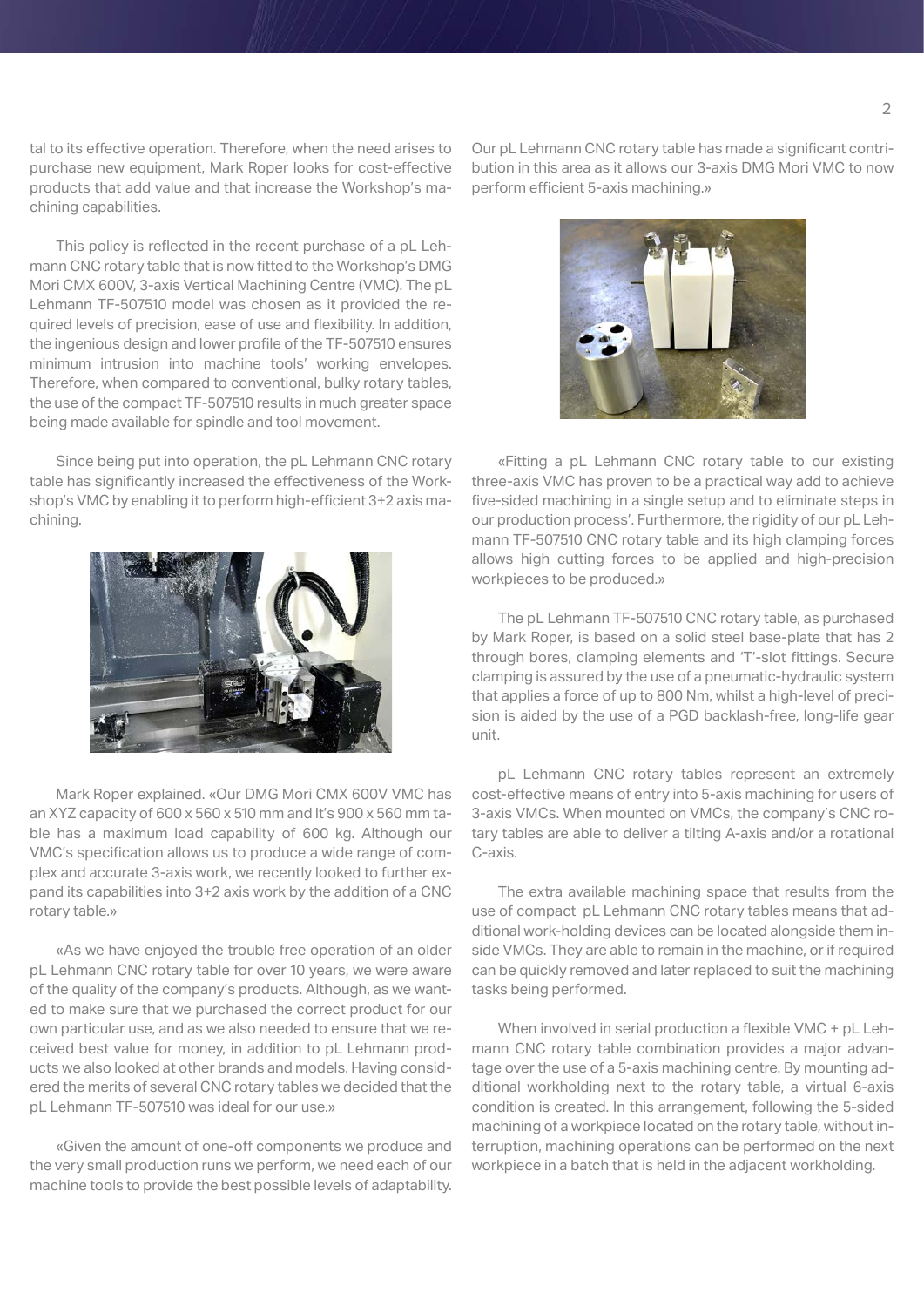tal to its effective operation. Therefore, when the need arises to purchase new equipment, Mark Roper looks for cost-effective products that add value and that increase the Workshop's machining capabilities.

This policy is reflected in the recent purchase of a pL Lehmann CNC rotary table that is now fitted to the Workshop's DMG Mori CMX 600V, 3-axis Vertical Machining Centre (VMC). The pL Lehmann TF-507510 model was chosen as it provided the required levels of precision, ease of use and flexibility. In addition, the ingenious design and lower profile of the TF-507510 ensures minimum intrusion into machine tools' working envelopes. Therefore, when compared to conventional, bulky rotary tables, the use of the compact TF-507510 results in much greater space being made available for spindle and tool movement.

Since being put into operation, the pL Lehmann CNC rotary table has significantly increased the effectiveness of the Workshop's VMC by enabling it to perform high-efficient 3+2 axis machining.

Mark Roper explained. «Our DMG Mori CMX 600V VMC has an XYZ capacity of 600 x 560 x 510 mm and It's 900 x 560 mm table has a maximum load capability of 600 kg. Although our VMC's specification allows us to produce a wide range of complex and accurate 3-axis work, we recently looked to further expand its capabilities into 3+2 axis work by the addition of a CNC rotary table.»

«As we have enjoyed the trouble free operation of an older pL Lehmann CNC rotary table for over 10 years, we were aware of the quality of the company's products. Although, as we wanted to make sure that we purchased the correct product for our own particular use, and as we also needed to ensure that we received best value for money, in addition to pL Lehmann products we also looked at other brands and models. Having considered the merits of several CNC rotary tables we decided that the pL Lehmann TF-507510 was ideal for our use.»

«Given the amount of one-off components we produce and the very small production runs we perform, we need each of our machine tools to provide the best possible levels of adaptability. Our pL Lehmann CNC rotary table has made a significant contribution in this area as it allows our 3-axis DMG Mori VMC to now perform efficient 5-axis machining.»

«Fitting a pL Lehmann CNC rotary table to our existing three-axis VMC has proven to be a practical way add to achieve five-sided machining in a single setup and to eliminate steps in our production process'. Furthermore, the rigidity of our pL Lehmann TF-507510 CNC rotary table and its high clamping forces allows high cutting forces to be applied and high-precision workpieces to be produced.»

The pL Lehmann TF-507510 CNC rotary table, as purchased by Mark Roper, is based on a solid steel base-plate that has 2 through bores, clamping elements and 'T'-slot fittings. Secure clamping is assured by the use of a pneumatic-hydraulic system that applies a force of up to 800 Nm, whilst a high-level of precision is aided by the use of a PGD backlash-free, long-life gear unit.

pL Lehmann CNC rotary tables represent an extremely cost-effective means of entry into 5-axis machining for users of 3-axis VMCs. When mounted on VMCs, the company's CNC rotary tables are able to deliver a tilting A-axis and/or a rotational C-axis.

The extra available machining space that results from the use of compact pL Lehmann CNC rotary tables means that additional work-holding devices can be located alongside them inside VMCs. They are able to remain in the machine, or if required can be quickly removed and later replaced to suit the machining tasks being performed.

When involved in serial production a flexible VMC + pL Lehmann CNC rotary table combination provides a major advantage over the use of a 5-axis machining centre. By mounting additional workholding next to the rotary table, a virtual 6-axis condition is created. In this arrangement, following the 5-sided machining of a workpiece located on the rotary table, without interruption, machining operations can be performed on the next workpiece in a batch that is held in the adjacent workholding.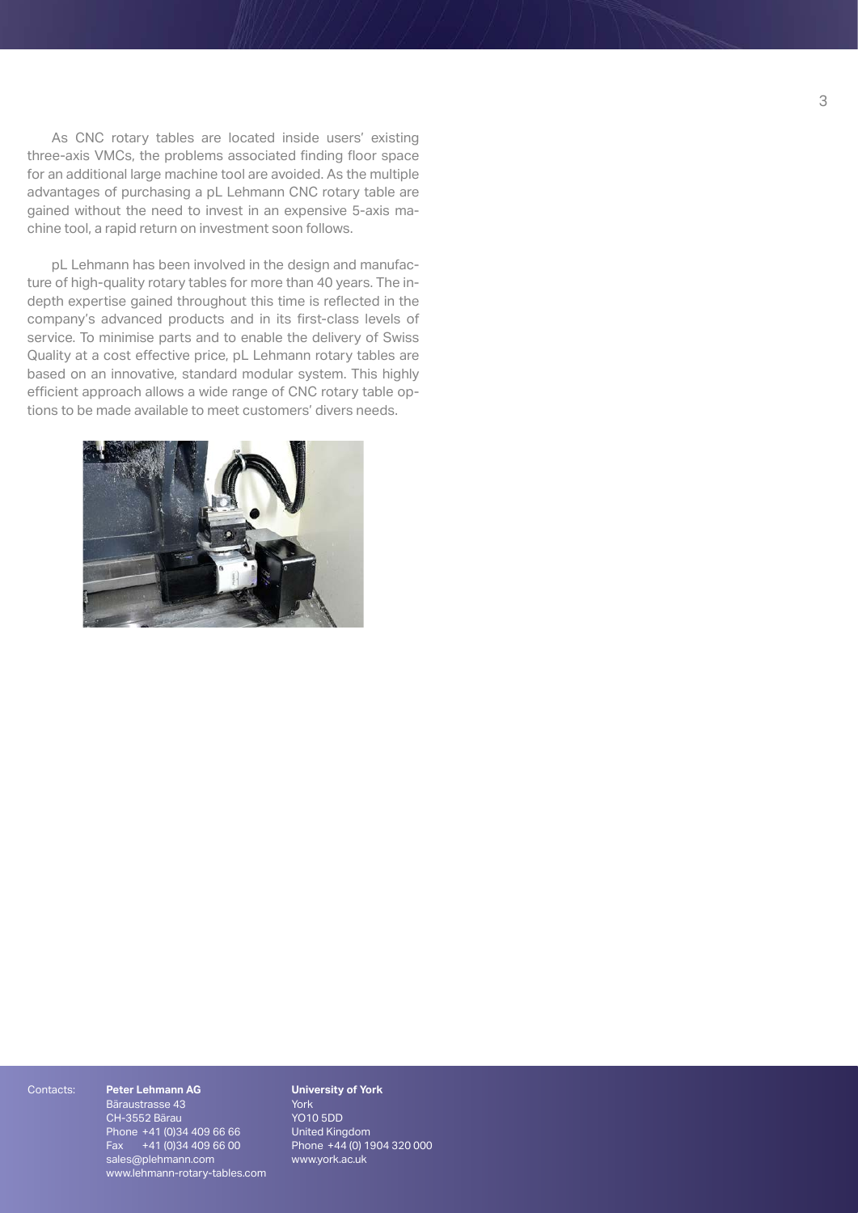As CNC rotary tables are located inside users' existing three-axis VMCs, the problems associated finding floor space for an additional large machine tool are avoided. As the multiple advantages of purchasing a pL Lehmann CNC rotary table are gained without the need to invest in an expensive 5-axis machine tool, a rapid return on investment soon follows.

pL Lehmann has been involved in the design and manufacture of high-quality rotary tables for more than 40 years. The in-depth expertise gained throughout this time is reflected in the company's advanced products and in its first-class levels of service. To minimise parts and to enable the delivery of Swiss Quality at a cost effective price, pL Lehmann rotary tables are based on an innovative, standard modular system. This highly efficient approach allows a wide range of CNC rotary table options to be made available to meet customers' divers needs.

Contacts:

**Peter Lehmann AG**
Bäraustrasse 43
CH-3552 Bärau
Phone +41 (0)34 409 66 66
Fax +41 (0)34 409 66 00
sales@plehmann.com
www.lehmann-rotary-tables.com

**University of York**
York
YO10 5DD
United Kingdom
Phone +44 (0) 1904 320 000
www.york.ac.uk